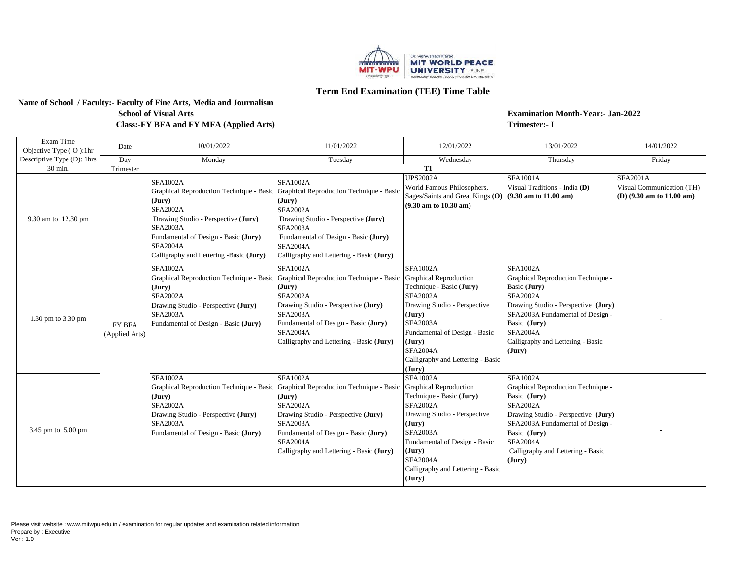## Term End Examination (TEE) Time Table

**Name of School / Faculty:- Faculty of Fine Arts, Media and Journalism**

**School of Visual Arts**

**Class:-FY BFA and FY MFA (Applied Arts)**

**Examination Month-Year:- Jan-2022**

**Trimester:- I**

| Exam Time<br>Objective Type ( O ):1hr<br>Descriptive Type (D): 1hrs 30 min. | Date | 10/01/2022 | 11/01/2022 | 12/01/2022 | 13/01/2022 | 14/01/2022 |
|---|---|---|---|---|---|---|
| | Day | Monday | Tuesday | Wednesday | Thursday | Friday |
| | Trimester | T1 | | | | |
| 9.30 am to 12.30 pm | FY BFA (Applied Arts) | SFA1002A<br>Graphical Reproduction Technique - Basic **(Jury)**<br>SFA2002A<br>Drawing Studio - Perspective **(Jury)**<br>SFA2003A<br>Fundamental of Design - Basic **(Jury)**<br>SFA2004A<br>Calligraphy and Lettering -Basic **(Jury)** | SFA1002A<br>Graphical Reproduction Technique - Basic **(Jury)**<br>SFA2002A<br>Drawing Studio - Perspective **(Jury)**<br>SFA2003A<br>Fundamental of Design - Basic **(Jury)**<br>SFA2004A<br>Calligraphy and Lettering - Basic **(Jury)** | UPS2002A<br>World Famous Philosophers, Sages/Saints and Great Kings **(O)**<br>**(9.30 am to 10.30 am)** | SFA1001A<br>Visual Traditions - India **(D)**<br>**(9.30 am to 11.00 am)** | SFA2001A<br>Visual Communication (TH)<br>**(D) (9.30 am to 11.00 am)** |
| 1.30 pm to 3.30 pm | FY BFA (Applied Arts) | SFA1002A<br>Graphical Reproduction Technique - Basic **(Jury)**<br>SFA2002A<br>Drawing Studio - Perspective **(Jury)**<br>SFA2003A<br>Fundamental of Design - Basic **(Jury)** | SFA1002A<br>Graphical Reproduction Technique - Basic **(Jury)**<br>SFA2002A<br>Drawing Studio - Perspective **(Jury)**<br>SFA2003A<br>Fundamental of Design - Basic **(Jury)**<br>SFA2004A<br>Calligraphy and Lettering - Basic **(Jury)** | SFA1002A<br>Graphical Reproduction Technique - Basic **(Jury)**<br>SFA2002A<br>Drawing Studio - Perspective **(Jury)**<br>SFA2003A<br>Fundamental of Design - Basic **(Jury)**<br>SFA2004A<br>Calligraphy and Lettering - Basic **(Jury)** | SFA1002A<br>Graphical Reproduction Technique - Basic **(Jury)**<br>SFA2002A<br>Drawing Studio - Perspective **(Jury)**<br>SFA2003A Fundamental of Design - Basic **(Jury)**<br>SFA2004A<br>Calligraphy and Lettering - Basic **(Jury)** | - |
| 3.45 pm to 5.00 pm | FY BFA (Applied Arts) | SFA1002A<br>Graphical Reproduction Technique - Basic **(Jury)**<br>SFA2002A<br>Drawing Studio - Perspective **(Jury)**<br>SFA2003A<br>Fundamental of Design - Basic **(Jury)** | SFA1002A<br>Graphical Reproduction Technique - Basic **(Jury)**<br>SFA2002A<br>Drawing Studio - Perspective **(Jury)**<br>SFA2003A<br>Fundamental of Design - Basic **(Jury)**<br>SFA2004A<br>Calligraphy and Lettering - Basic **(Jury)** | SFA1002A<br>Graphical Reproduction Technique - Basic **(Jury)**<br>SFA2002A<br>Drawing Studio - Perspective **(Jury)**<br>SFA2003A<br>Fundamental of Design - Basic **(Jury)**<br>SFA2004A<br>Calligraphy and Lettering - Basic **(Jury)** | SFA1002A<br>Graphical Reproduction Technique - Basic **(Jury)**<br>SFA2002A<br>Drawing Studio - Perspective **(Jury)**<br>SFA2003A Fundamental of Design - Basic **(Jury)**<br>SFA2004A<br>Calligraphy and Lettering - Basic **(Jury)** | - |

Please visit website : www.mitwpu.edu.in / examination for regular updates and examination related information

Prepare by : Executive

Ver : 1.0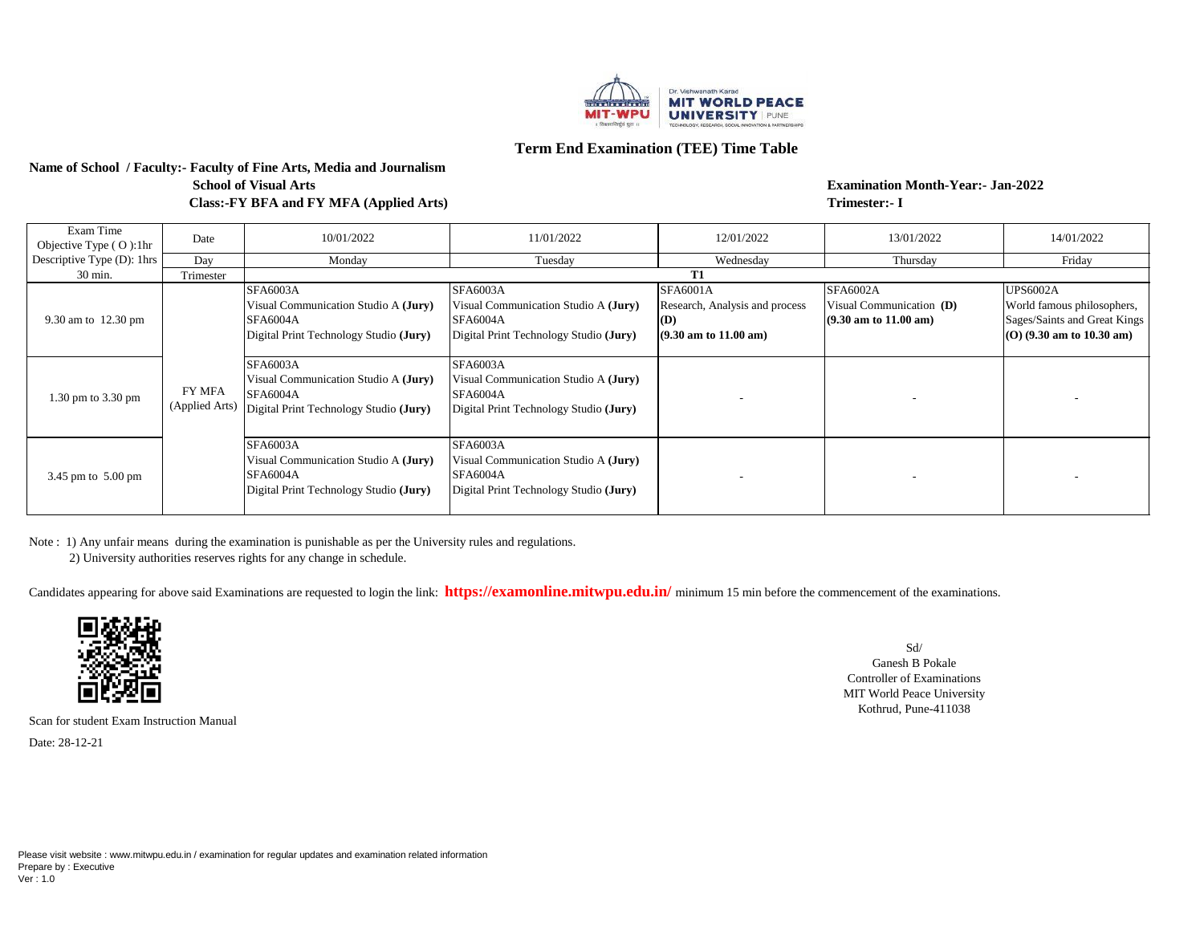## Term End Examination (TEE) Time Table

**Name of School / Faculty:- Faculty of Fine Arts, Media and Journalism**
**School of Visual Arts**
**Class:-FY BFA and FY MFA (Applied Arts)**

**Examination Month-Year:- Jan-2022**
**Trimester:- I**

| Exam Time<br>Objective Type ( O ):1hr<br>Descriptive Type (D): 1hrs 30 min. | Date | 10/01/2022 | 11/01/2022 | 12/01/2022 | 13/01/2022 | 14/01/2022 |
|---|---|---|---|---|---|---|
| | Day | Monday | Tuesday | Wednesday | Thursday | Friday |
| | Trimester | **T1** | | | | |
| 9.30 am to 12.30 pm | FY MFA (Applied Arts) | SFA6003A<br>Visual Communication Studio A **(Jury)**<br>SFA6004A<br>Digital Print Technology Studio **(Jury)** | SFA6003A<br>Visual Communication Studio A **(Jury)**<br>SFA6004A<br>Digital Print Technology Studio **(Jury)** | SFA6001A<br>Research, Analysis and process<br>**(D)**<br>**(9.30 am to 11.00 am)** | SFA6002A<br>Visual Communication **(D)**<br>**(9.30 am to 11.00 am)** | UPS6002A<br>World famous philosophers, Sages/Saints and Great Kings<br>**(O) (9.30 am to 10.30 am)** |
| 1.30 pm to 3.30 pm | | SFA6003A<br>Visual Communication Studio A **(Jury)**<br>SFA6004A<br>Digital Print Technology Studio **(Jury)** | SFA6003A<br>Visual Communication Studio A **(Jury)**<br>SFA6004A<br>Digital Print Technology Studio **(Jury)** | - | - | - |
| 3.45 pm to 5.00 pm | | SFA6003A<br>Visual Communication Studio A **(Jury)**<br>SFA6004A<br>Digital Print Technology Studio **(Jury)** | SFA6003A<br>Visual Communication Studio A **(Jury)**<br>SFA6004A<br>Digital Print Technology Studio **(Jury)** | - | - | - |

Note : 1) Any unfair means during the examination is punishable as per the University rules and regulations.
2) University authorities reserves rights for any change in schedule.

Candidates appearing for above said Examinations are requested to login the link: **https://examonline.mitwpu.edu.in/** minimum 15 min before the commencement of the examinations.

Scan for student Exam Instruction Manual

Date: 28-12-21

Sd/
Ganesh B Pokale
Controller of Examinations
MIT World Peace University
Kothrud, Pune-411038

Please visit website : www.mitwpu.edu.in / examination for regular updates and examination related information
Prepare by : Executive
Ver : 1.0